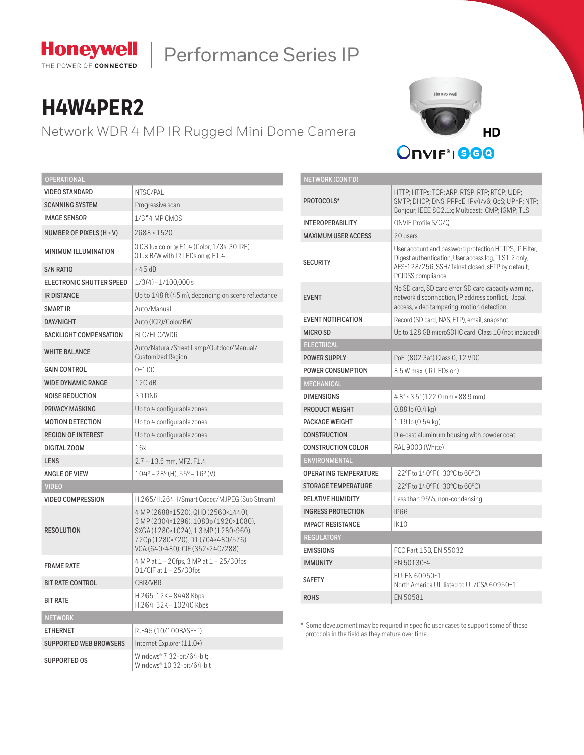Honeywell
THE POWER OF CONNECTED

Performance Series IP

# H4W4PER2

## Network WDR 4 MP IR Rugged Mini Dome Camera

HD

ONVIF® | S G Q

| OPERATIONAL | |
|---|---|
| VIDEO STANDARD | NTSC/PAL |
| SCANNING SYSTEM | Progressive scan |
| IMAGE SENSOR | 1/3" 4 MP CMOS |
| NUMBER OF PIXELS (H × V) | 2688 × 1520 |
| MINIMUM ILLUMINATION | 0.03 lux color @ F1.4 (Color, 1/3s, 30 IRE)<br>0 lux B/W with IR LEDs on @ F1.4 |
| S/N RATIO | > 45 dB |
| ELECTRONIC SHUTTER SPEED | 1/3(4) – 1/100,000 s |
| IR DISTANCE | Up to 148 ft (45 m), depending on scene reflectance |
| SMART IR | Auto/Manual |
| DAY/NIGHT | Auto (ICR)/Color/BW |
| BACKLIGHT COMPENSATION | BLC/HLC/WDR |
| WHITE BALANCE | Auto/Natural/Street Lamp/Outdoor/Manual/ Customized Region |
| GAIN CONTROL | 0~100 |
| WIDE DYNAMIC RANGE | 120 dB |
| NOISE REDUCTION | 3D DNR |
| PRIVACY MASKING | Up to 4 configurable zones |
| MOTION DETECTION | Up to 4 configurable zones |
| REGION OF INTEREST | Up to 4 configurable zones |
| DIGITAL ZOOM | 16x |
| LENS | 2.7 – 13.5 mm, MFZ, F1.4 |
| ANGLE OF VIEW | 104° – 28° (H), 55° – 16° (V) |
| **VIDEO** | |
| VIDEO COMPRESSION | H.265/H.264H/Smart Codec/MJPEG (Sub Stream) |
| RESOLUTION | 4 MP (2688×1520), QHD (2560×1440), 3 MP (2304×1296), 1080p (1920×1080), SXGA (1280×1024), 1.3 MP (1280×960), 720p (1280×720), D1 (704×480/576), VGA (640×480), CIF (352×240/288) |
| FRAME RATE | 4 MP at 1 – 20fps, 3 MP at 1 – 25/30fps<br>D1/CIF at 1 – 25/30fps |
| BIT RATE CONTROL | CBR/VBR |
| BIT RATE | H.265: 12K – 8448 Kbps<br>H.264: 32K – 10240 Kbps |
| **NETWORK** | |
| ETHERNET | RJ-45 (10/100BASE-T) |
| SUPPORTED WEB BROWSERS | Internet Explorer (11.0+) |
| SUPPORTED OS | Windows® 7 32-bit/64-bit;<br>Windows® 10 32-bit/64-bit |

| NETWORK (CONT'D) | |
|---|---|
| PROTOCOLS* | HTTP; HTTPs; TCP; ARP; RTSP; RTP; RTCP; UDP; SMTP; DHCP; DNS; PPPoE; IPv4/v6; QoS; UPnP; NTP; Bonjour; IEEE 802.1x; Multicast; ICMP; IGMP; TLS |
| INTEROPERABILITY | ONVIF Profile S/G/Q |
| MAXIMUM USER ACCESS | 20 users |
| SECURITY | User account and password protection HTTPS, IP Filter, Digest authentication, User access log, TLS1.2 only, AES-128/256, SSH/Telnet closed, sFTP by default, PCIDSS compliance |
| EVENT | No SD card, SD card error, SD card capacity warning, network disconnection, IP address conflict, illegal access, video tampering, motion detection |
| EVENT NOTIFICATION | Record (SD card, NAS, FTP), email, snapshot |
| MICRO SD | Up to 128 GB microSDHC card, Class 10 (not included) |
| **ELECTRICAL** | |
| POWER SUPPLY | PoE (802.3af) Class 0, 12 VDC |
| POWER CONSUMPTION | 8.5 W max. (IR LEDs on) |
| **MECHANICAL** | |
| DIMENSIONS | 4.8" × 3.5" (122.0 mm × 88.9 mm) |
| PRODUCT WEIGHT | 0.88 lb (0.4 kg) |
| PACKAGE WEIGHT | 1.19 lb (0.54 kg) |
| CONSTRUCTION | Die-cast aluminum housing with powder coat |
| CONSTRUCTION COLOR | RAL 9003 (White) |
| **ENVIRONMENTAL** | |
| OPERATING TEMPERATURE | −22ºF to 140ºF (−30ºC to 60ºC) |
| STORAGE TEMPERATURE | −22ºF to 140ºF (−30ºC to 60ºC) |
| RELATIVE HUMIDITY | Less than 95%, non-condensing |
| INGRESS PROTECTION | IP66 |
| IMPACT RESISTANCE | IK10 |
| **REGULATORY** | |
| EMISSIONS | FCC Part 15B, EN 55032 |
| IMMUNITY | EN 50130-4 |
| SAFETY | EU: EN 60950-1<br>North America UL listed to UL/CSA 60950-1 |
| ROHS | EN 50581 |

* Some development may be required in specific user cases to support some of these protocols in the field as they mature over time.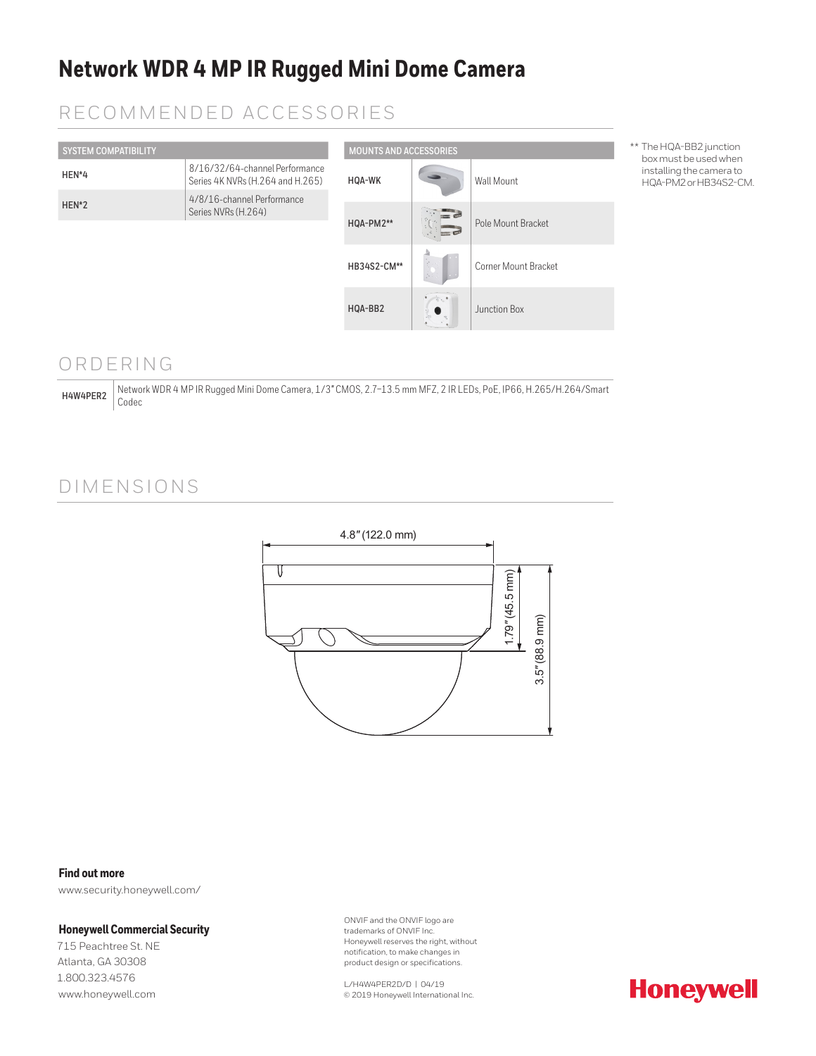# Network WDR 4 MP IR Rugged Mini Dome Camera

## RECOMMENDED ACCESSORIES

| SYSTEM COMPATIBILITY | |
|---|---|
| HEN*4 | 8/16/32/64-channel Performance Series 4K NVRs (H.264 and H.265) |
| HEN*2 | 4/8/16-channel Performance Series NVRs (H.264) |

| MOUNTS AND ACCESSORIES | | |
|---|---|---|
| HQA-WK | | Wall Mount |
| HQA-PM2** | | Pole Mount Bracket |
| HB34S2-CM** | | Corner Mount Bracket |
| HQA-BB2 | | Junction Box |

** The HQA-BB2 junction box must be used when installing the camera to HQA-PM2 or HB34S2-CM.

## ORDERING

| | |
|---|---|
| H4W4PER2 | Network WDR 4 MP IR Rugged Mini Dome Camera, 1/3" CMOS, 2.7–13.5 mm MFZ, 2 IR LEDs, PoE, IP66, H.265/H.264/Smart Codec |

## DIMENSIONS

4.8" (122.0 mm)

1.79" (45.5 mm)

3.5" (88.9 mm)

**Find out more**

www.security.honeywell.com/

**Honeywell Commercial Security**

715 Peachtree St. NE
Atlanta, GA 30308
1.800.323.4576
www.honeywell.com

ONVIF and the ONVIF logo are trademarks of ONVIF Inc.
Honeywell reserves the right, without notification, to make changes in product design or specifications.

L/H4W4PER2D/D | 04/19
© 2019 Honeywell International Inc.

Honeywell